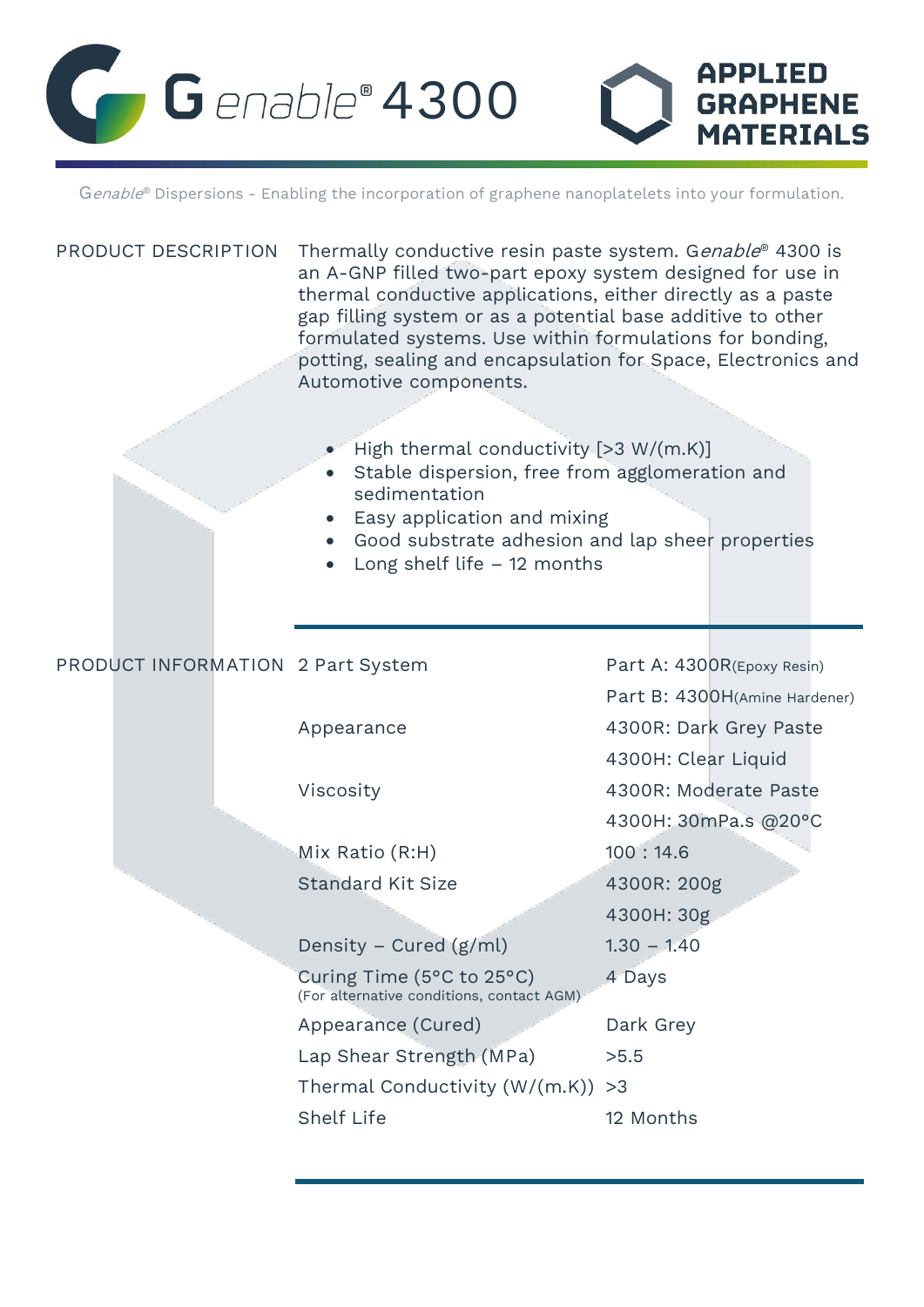# Genable® 4300

**APPLIED GRAPHENE MATERIALS**

Genable® Dispersions - Enabling the incorporation of graphene nanoplatelets into your formulation.

## PRODUCT DESCRIPTION

Thermally conductive resin paste system. Genable® 4300 is an A-GNP filled two-part epoxy system designed for use in thermal conductive applications, either directly as a paste gap filling system or as a potential base additive to other formulated systems. Use within formulations for bonding, potting, sealing and encapsulation for Space, Electronics and Automotive components.

- High thermal conductivity [>3 W/(m.K)]
- Stable dispersion, free from agglomeration and sedimentation
- Easy application and mixing
- Good substrate adhesion and lap sheer properties
- Long shelf life – 12 months

## PRODUCT INFORMATION

| Property | Value |
| --- | --- |
| 2 Part System | Part A: 4300R(Epoxy Resin) |
| | Part B: 4300H(Amine Hardener) |
| Appearance | 4300R: Dark Grey Paste |
| | 4300H: Clear Liquid |
| Viscosity | 4300R: Moderate Paste |
| | 4300H: 30mPa.s @20°C |
| Mix Ratio (R:H) | 100 : 14.6 |
| Standard Kit Size | 4300R: 200g |
| | 4300H: 30g |
| Density – Cured (g/ml) | 1.30 – 1.40 |
| Curing Time (5°C to 25°C) (For alternative conditions, contact AGM) | 4 Days |
| Appearance (Cured) | Dark Grey |
| Lap Shear Strength (MPa) | >5.5 |
| Thermal Conductivity (W/(m.K)) | >3 |
| Shelf Life | 12 Months |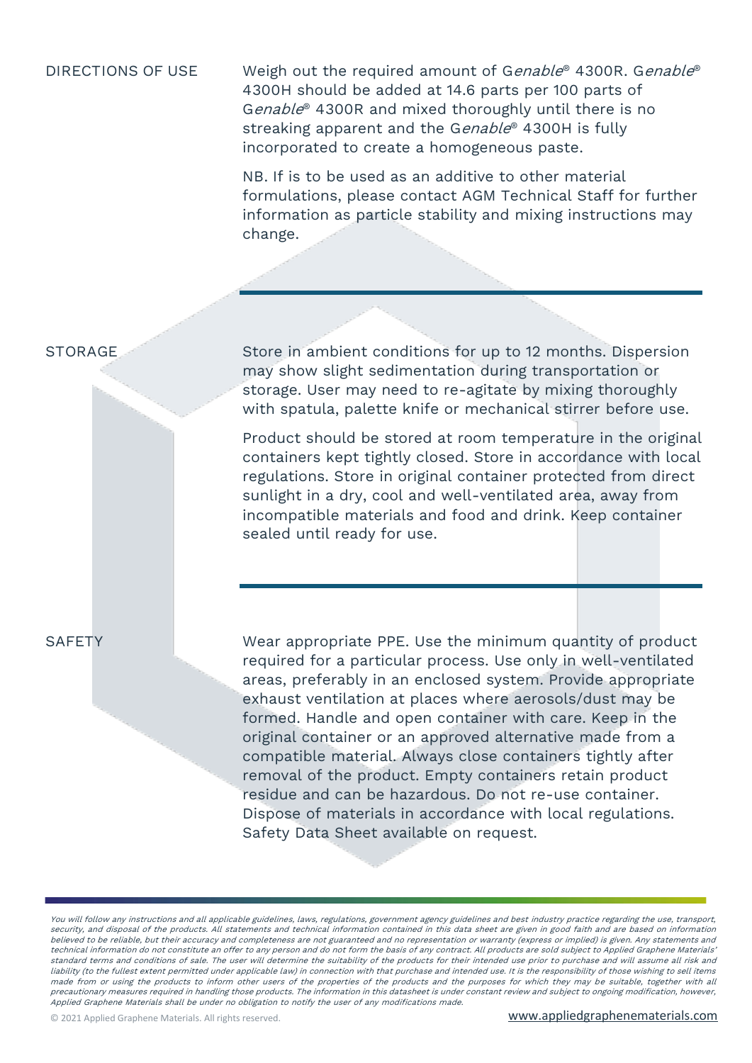## DIRECTIONS OF USE

Weigh out the required amount of G*enable*® 4300R. G*enable*® 4300H should be added at 14.6 parts per 100 parts of G*enable*® 4300R and mixed thoroughly until there is no streaking apparent and the G*enable*® 4300H is fully incorporated to create a homogeneous paste.

NB. If is to be used as an additive to other material formulations, please contact AGM Technical Staff for further information as particle stability and mixing instructions may change.

## STORAGE

Store in ambient conditions for up to 12 months. Dispersion may show slight sedimentation during transportation or storage. User may need to re-agitate by mixing thoroughly with spatula, palette knife or mechanical stirrer before use.

Product should be stored at room temperature in the original containers kept tightly closed. Store in accordance with local regulations. Store in original container protected from direct sunlight in a dry, cool and well-ventilated area, away from incompatible materials and food and drink. Keep container sealed until ready for use.

## SAFETY

Wear appropriate PPE. Use the minimum quantity of product required for a particular process. Use only in well-ventilated areas, preferably in an enclosed system. Provide appropriate exhaust ventilation at places where aerosols/dust may be formed. Handle and open container with care. Keep in the original container or an approved alternative made from a compatible material. Always close containers tightly after removal of the product. Empty containers retain product residue and can be hazardous. Do not re-use container. Dispose of materials in accordance with local regulations. Safety Data Sheet available on request.

*You will follow any instructions and all applicable guidelines, laws, regulations, government agency guidelines and best industry practice regarding the use, transport, security, and disposal of the products. All statements and technical information contained in this data sheet are given in good faith and are based on information believed to be reliable, but their accuracy and completeness are not guaranteed and no representation or warranty (express or implied) is given. Any statements and technical information do not constitute an offer to any person and do not form the basis of any contract. All products are sold subject to Applied Graphene Materials' standard terms and conditions of sale. The user will determine the suitability of the products for their intended use prior to purchase and will assume all risk and liability (to the fullest extent permitted under applicable law) in connection with that purchase and intended use. It is the responsibility of those wishing to sell items made from or using the products to inform other users of the properties of the products and the purposes for which they may be suitable, together with all precautionary measures required in handling those products. The information in this datasheet is under constant review and subject to ongoing modification, however, Applied Graphene Materials shall be under no obligation to notify the user of any modifications made.*

© 2021 Applied Graphene Materials. All rights reserved.

www.appliedgraphenematerials.com